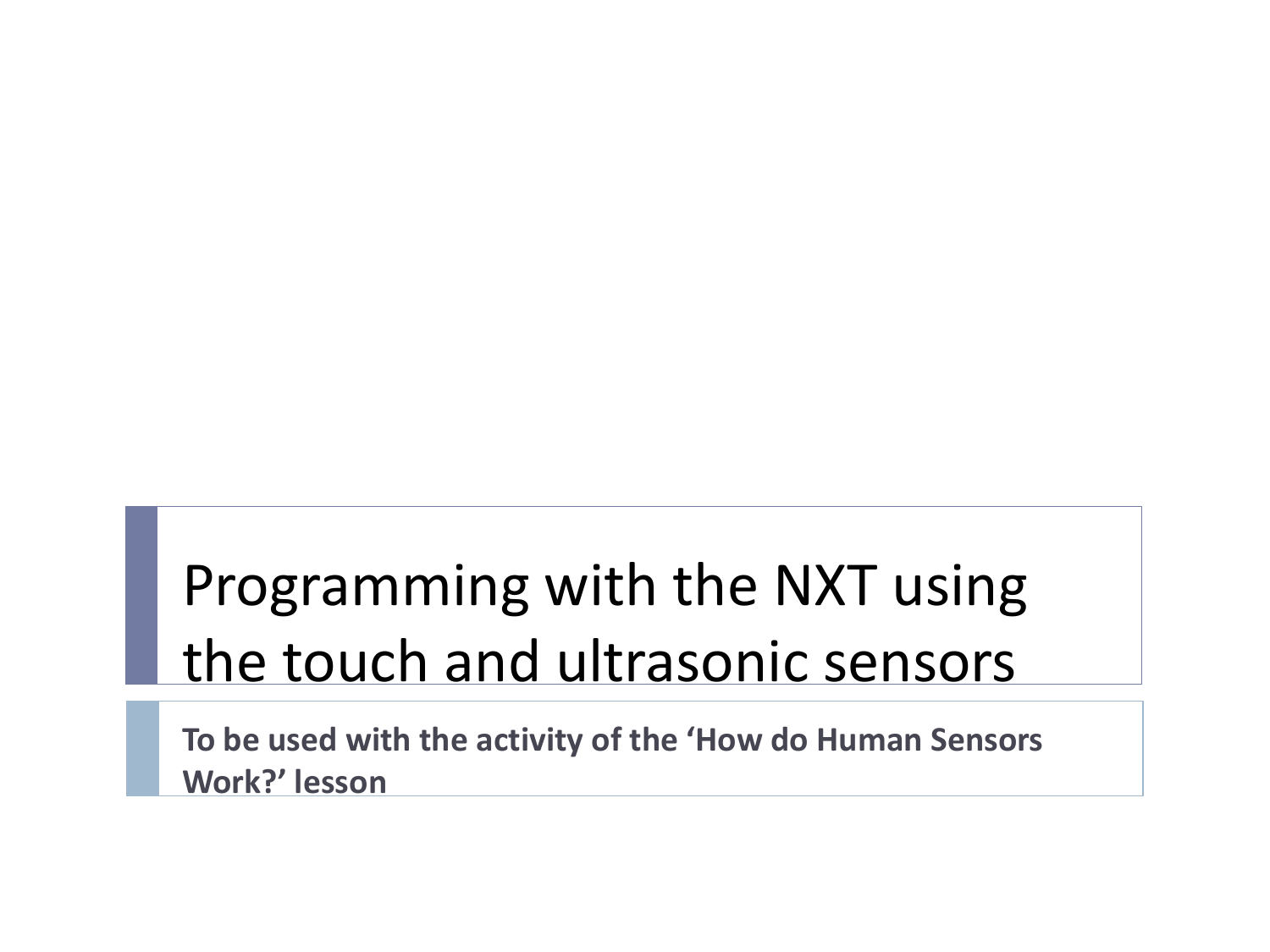# Programming with the NXT using the touch and ultrasonic sensors

**To be used with the activity of the 'How do Human Sensors Work?' lesson**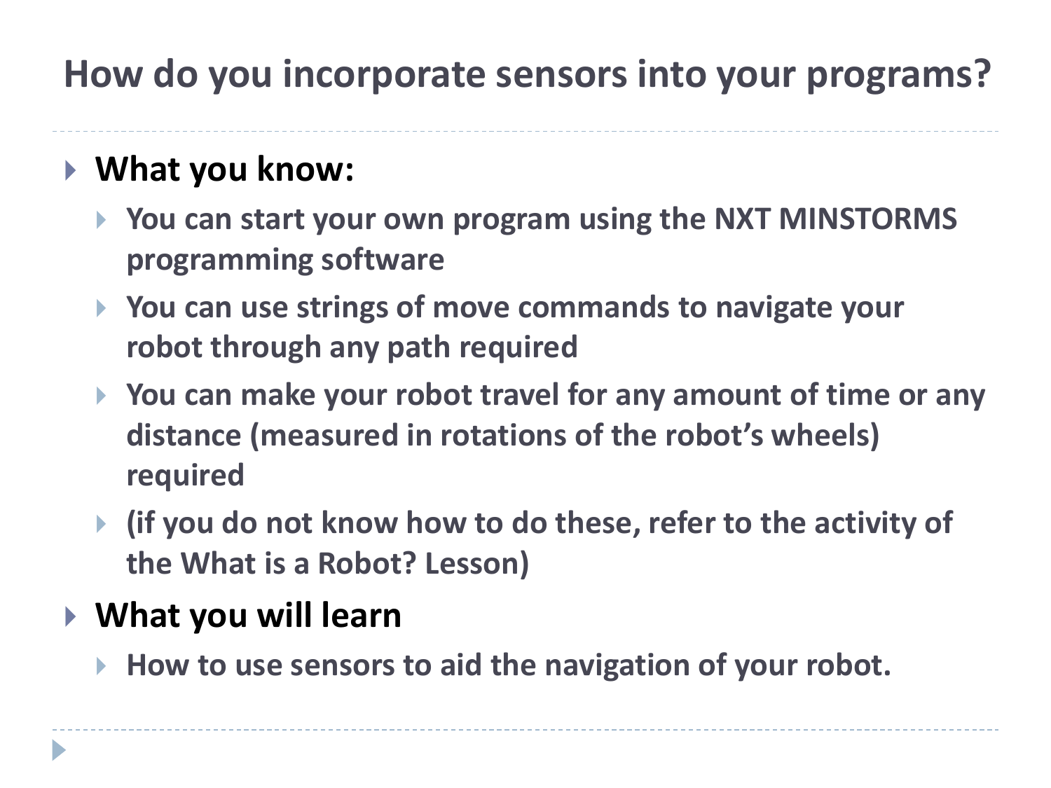# How do you incorporate sensors into your programs?

- **What you know:**
  - **You can start your own program using the NXT MINSTORMS programming software**
  - **You can use strings of move commands to navigate your robot through any path required**
  - **You can make your robot travel for any amount of time or any distance (measured in rotations of the robot's wheels) required**
  - **(if you do not know how to do these, refer to the activity of the What is a Robot? Lesson)**
- **What you will learn**
  - **How to use sensors to aid the navigation of your robot.**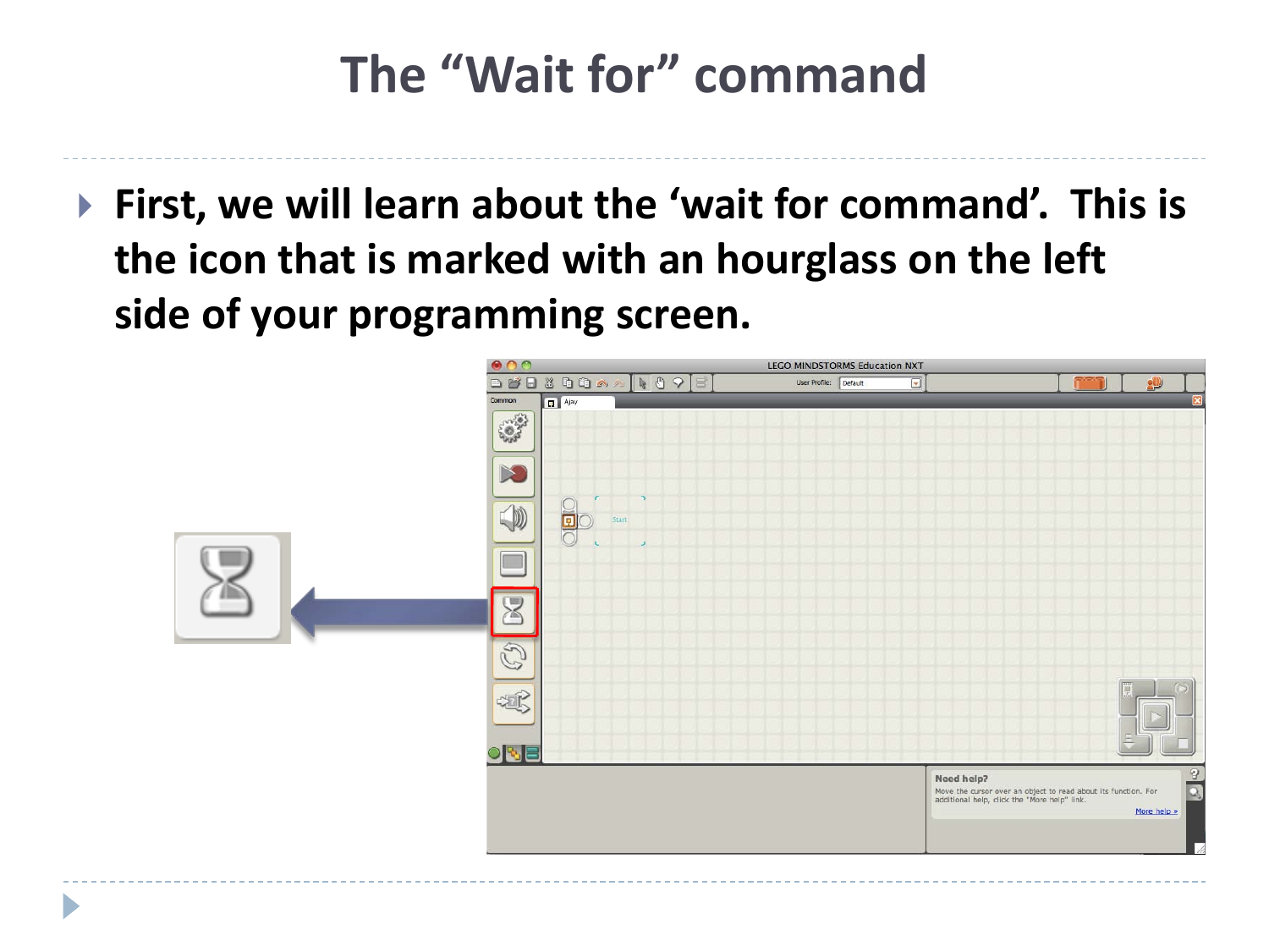# The "Wait for" command

- **First, we will learn about the 'wait for command'. This is the icon that is marked with an hourglass on the left side of your programming screen.**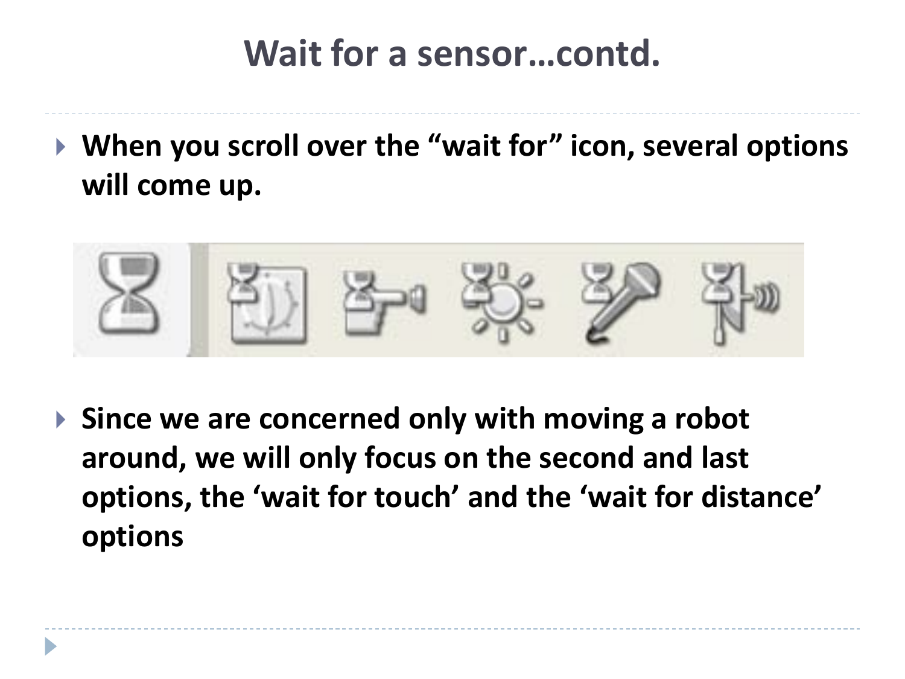# Wait for a sensor…contd.

- **When you scroll over the "wait for" icon, several options will come up.**

- **Since we are concerned only with moving a robot around, we will only focus on the second and last options, the 'wait for touch' and the 'wait for distance' options**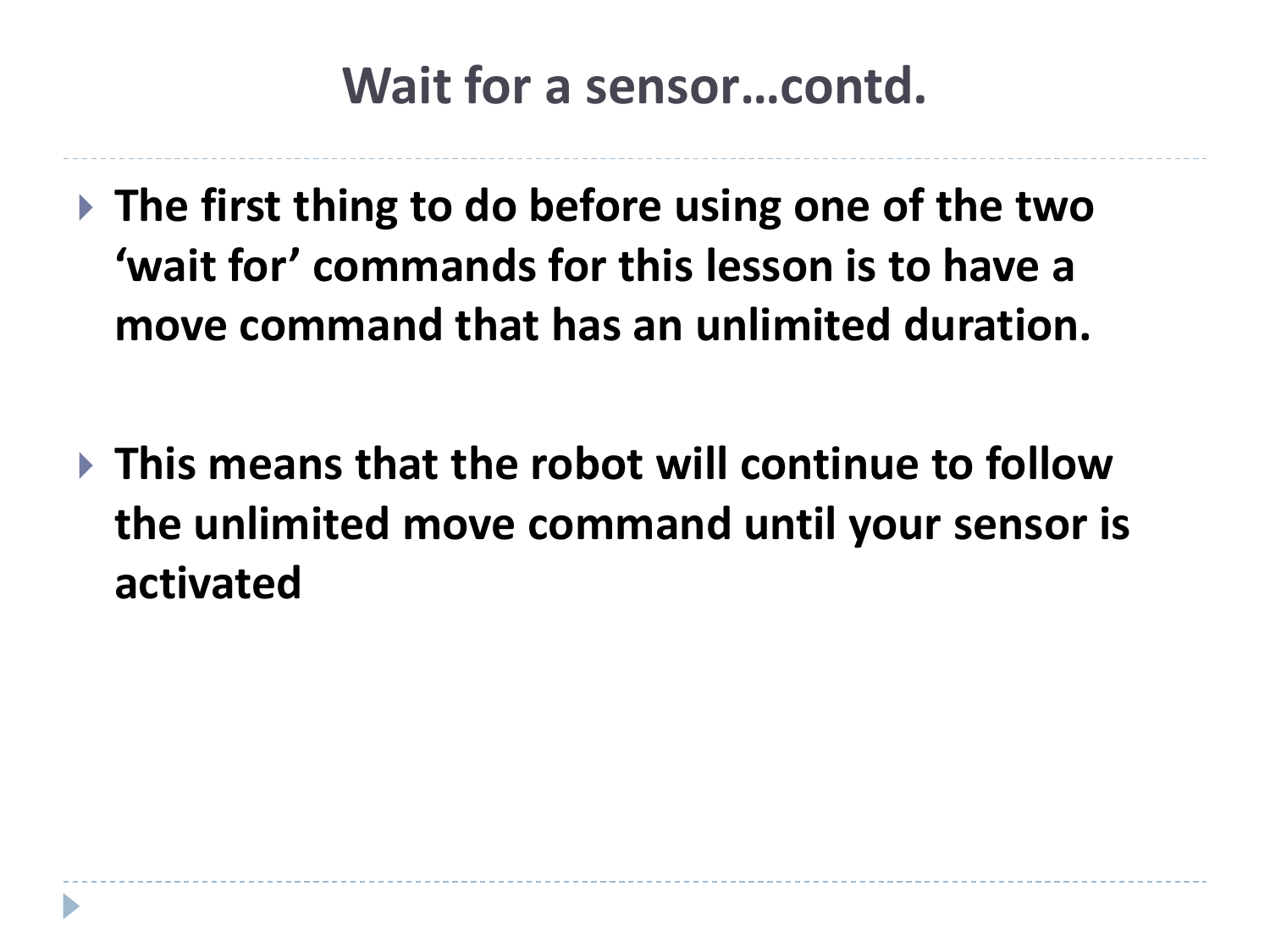# Wait for a sensor…contd.

- **The first thing to do before using one of the two 'wait for' commands for this lesson is to have a move command that has an unlimited duration.**

- **This means that the robot will continue to follow the unlimited move command until your sensor is activated**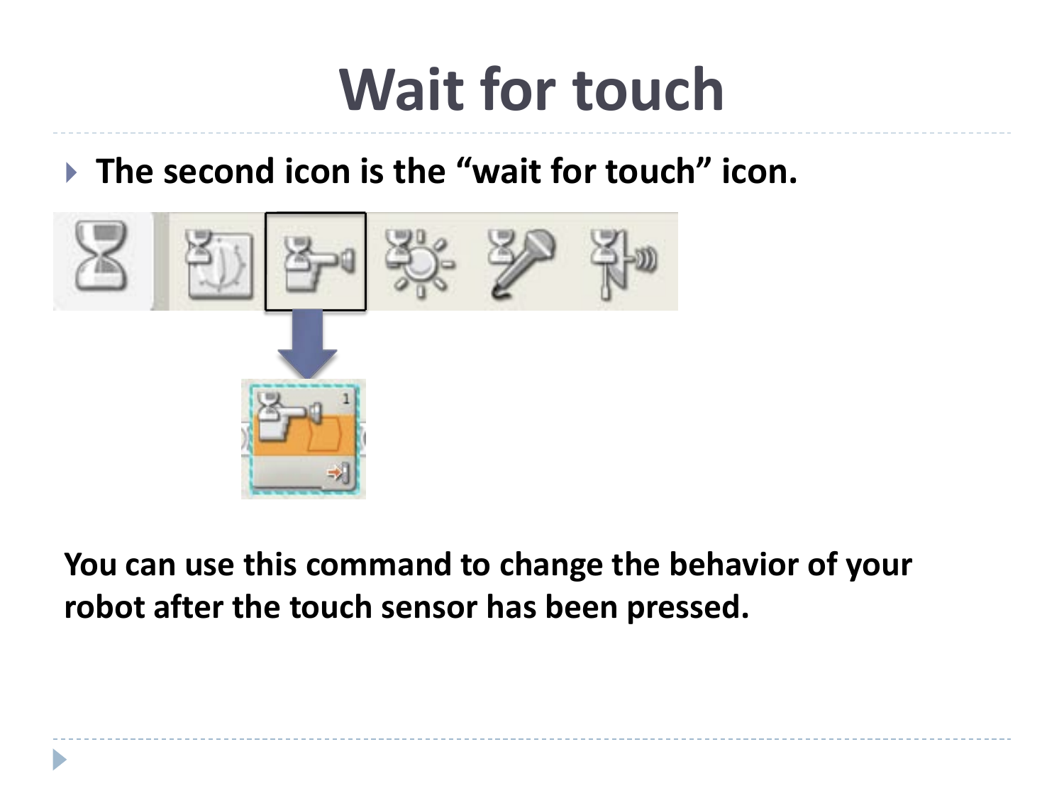# Wait for touch

- **The second icon is the "wait for touch" icon.**

**You can use this command to change the behavior of your robot after the touch sensor has been pressed.**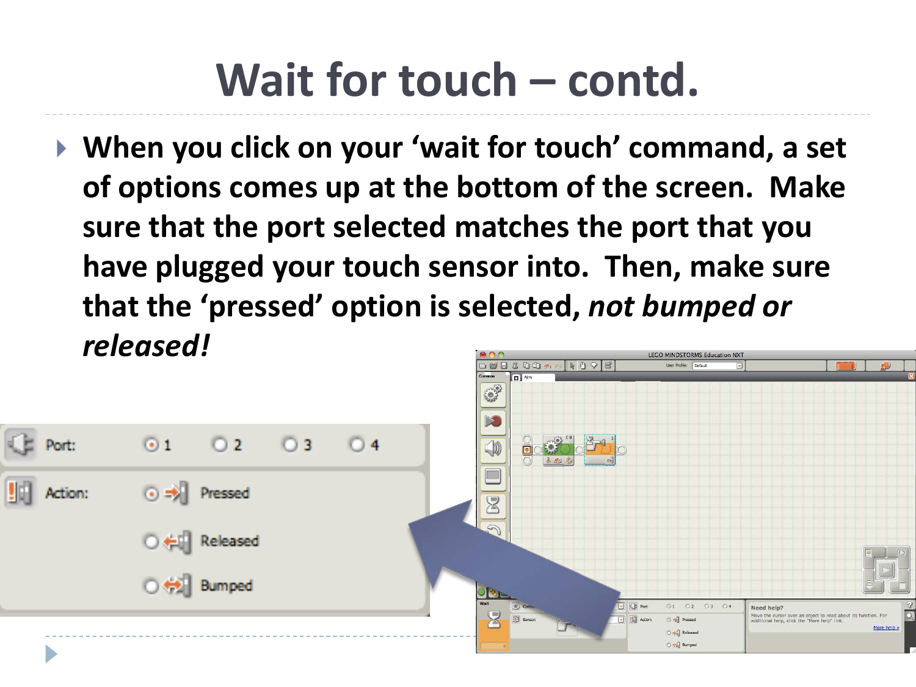# Wait for touch – contd.

- **When you click on your 'wait for touch' command, a set of options comes up at the bottom of the screen. Make sure that the port selected matches the port that you have plugged your touch sensor into. Then, make sure that the 'pressed' option is selected, *not bumped or released!***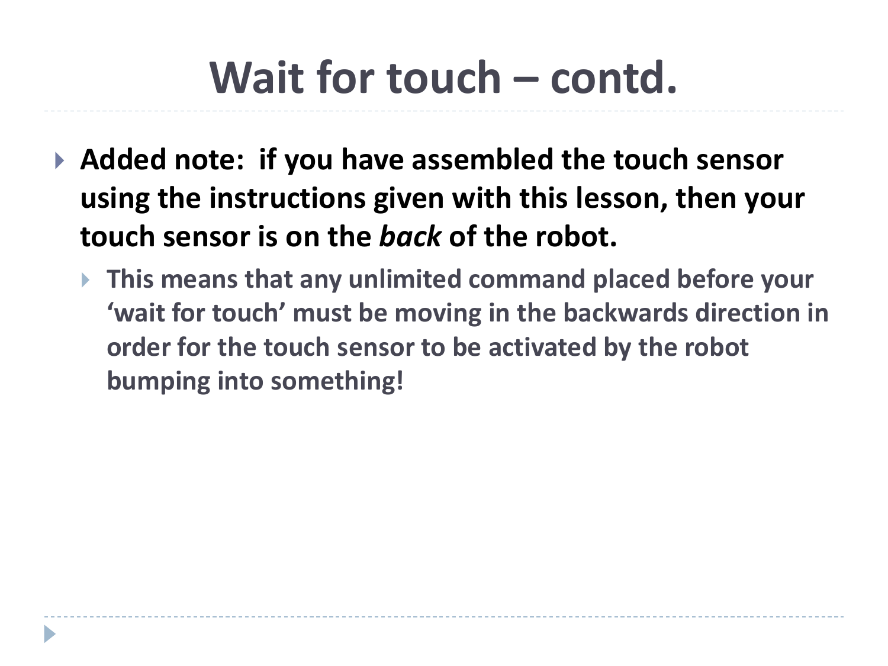# Wait for touch – contd.

- **Added note: if you have assembled the touch sensor using the instructions given with this lesson, then your touch sensor is on the *back* of the robot.**
  - **This means that any unlimited command placed before your 'wait for touch' must be moving in the backwards direction in order for the touch sensor to be activated by the robot bumping into something!**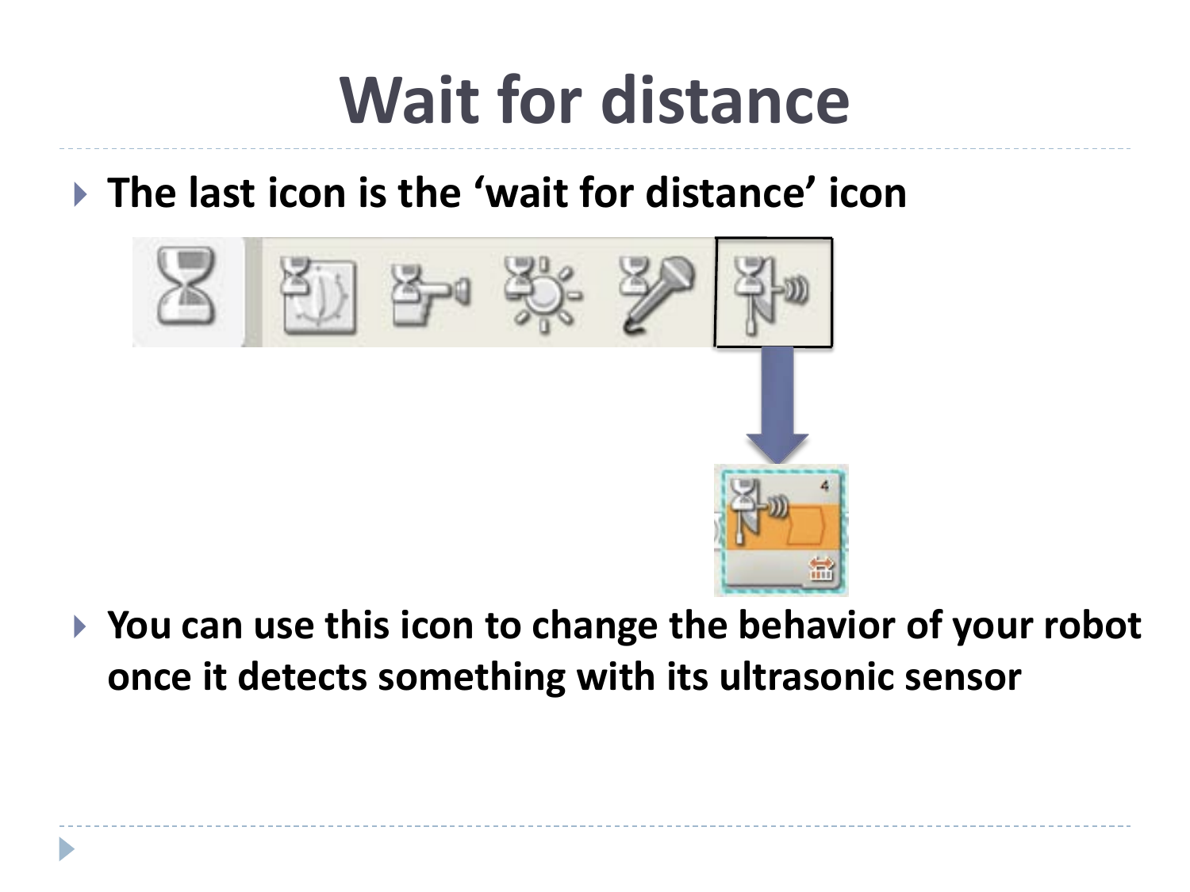# Wait for distance

- **The last icon is the 'wait for distance' icon**

- **You can use this icon to change the behavior of your robot once it detects something with its ultrasonic sensor**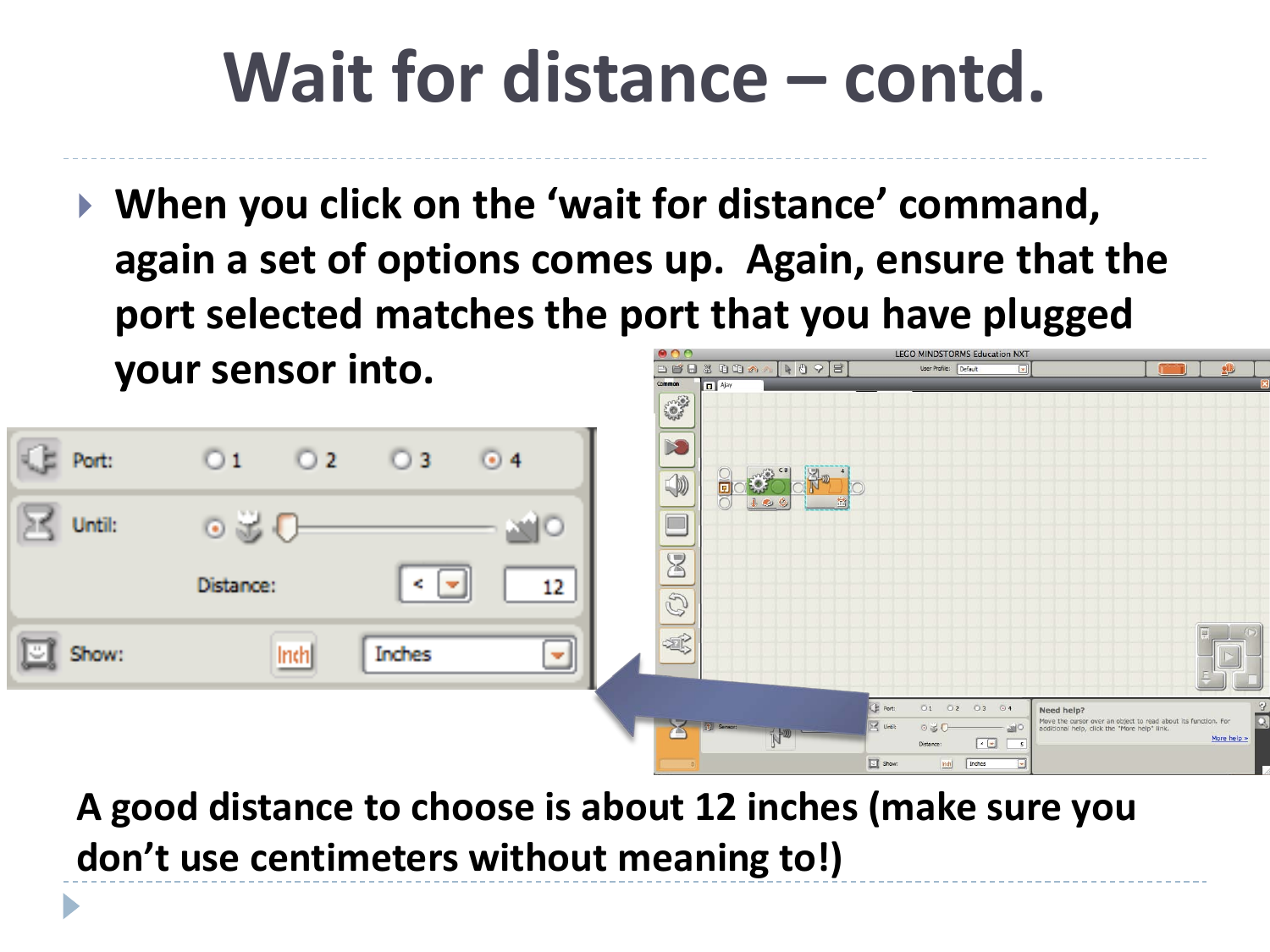# Wait for distance – contd.

- **When you click on the 'wait for distance' command, again a set of options comes up. Again, ensure that the port selected matches the port that you have plugged your sensor into.**

**A good distance to choose is about 12 inches (make sure you don't use centimeters without meaning to!)**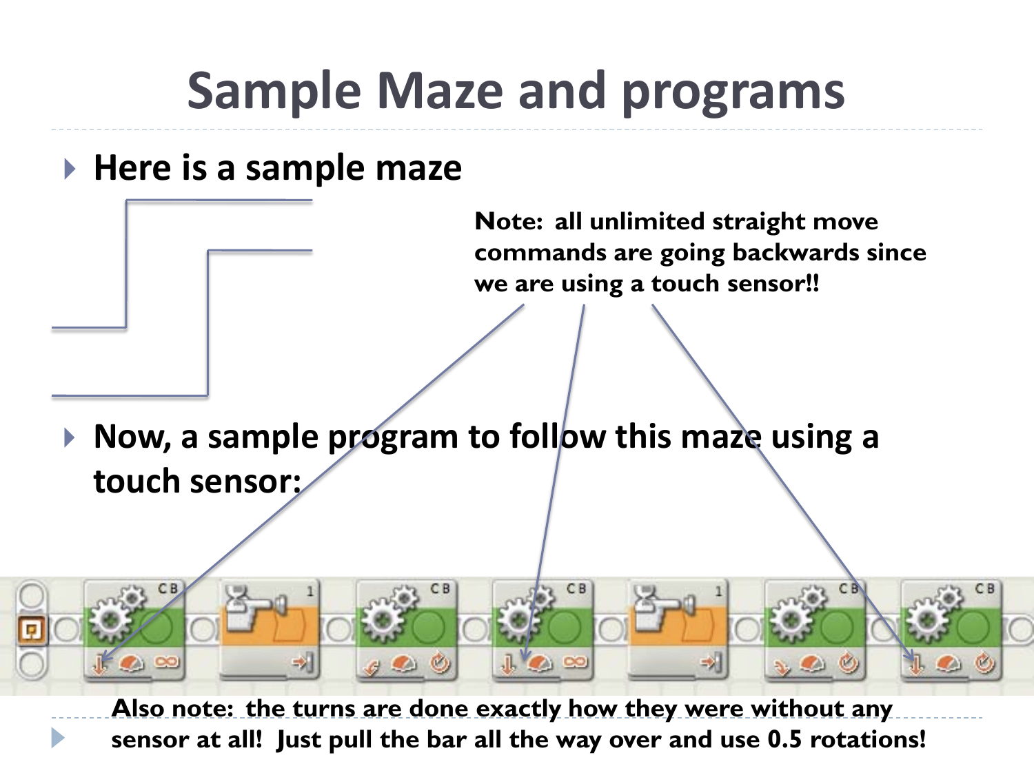# Sample Maze and programs

- **Here is a sample maze**

**Note: all unlimited straight move commands are going backwards since we are using a touch sensor!!**

- **Now, a sample program to follow this maze using a touch sensor:**

- **Also note: the turns are done exactly how they were without any sensor at all! Just pull the bar all the way over and use 0.5 rotations!**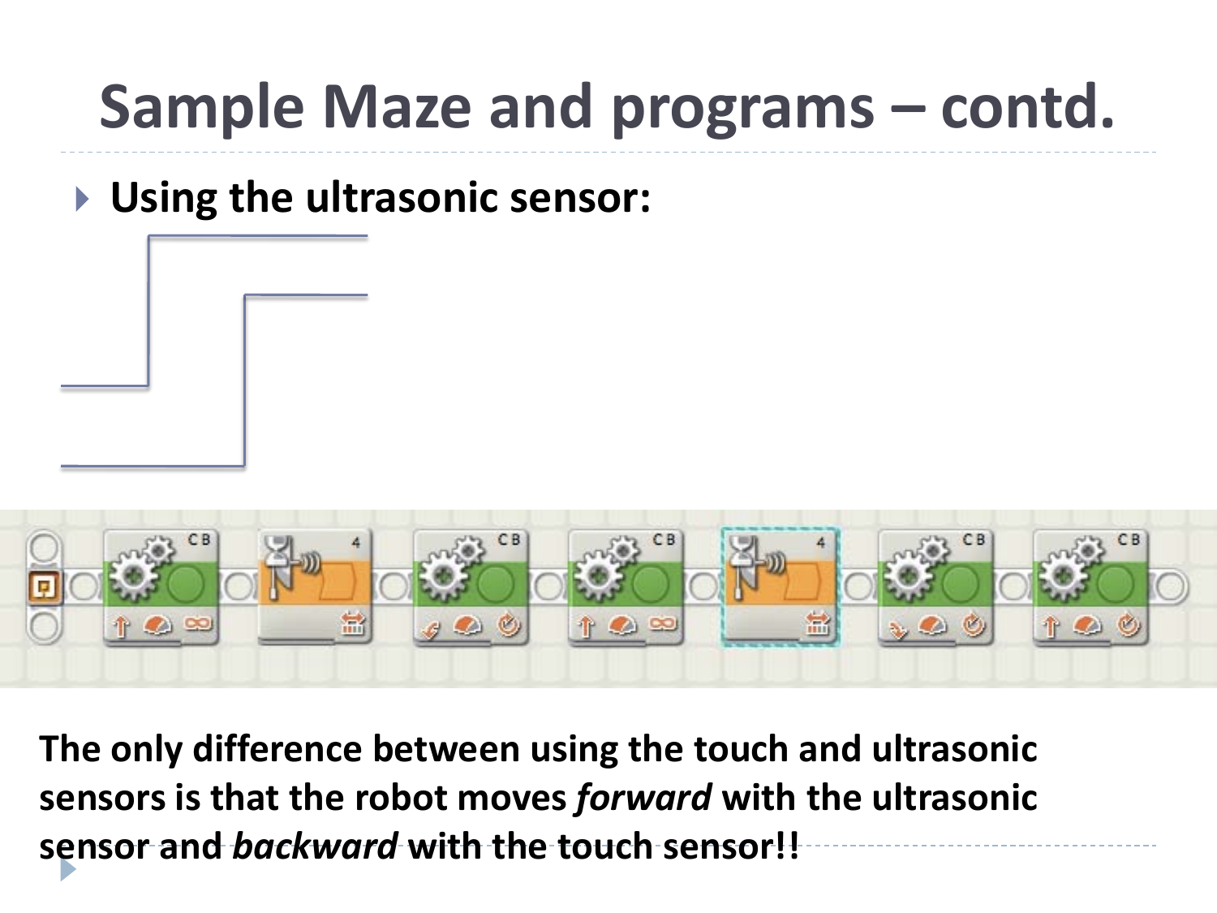# Sample Maze and programs – contd.

- **Using the ultrasonic sensor:**

**The only difference between using the touch and ultrasonic sensors is that the robot moves *forward* with the ultrasonic sensor and *backward* with the touch sensor!!**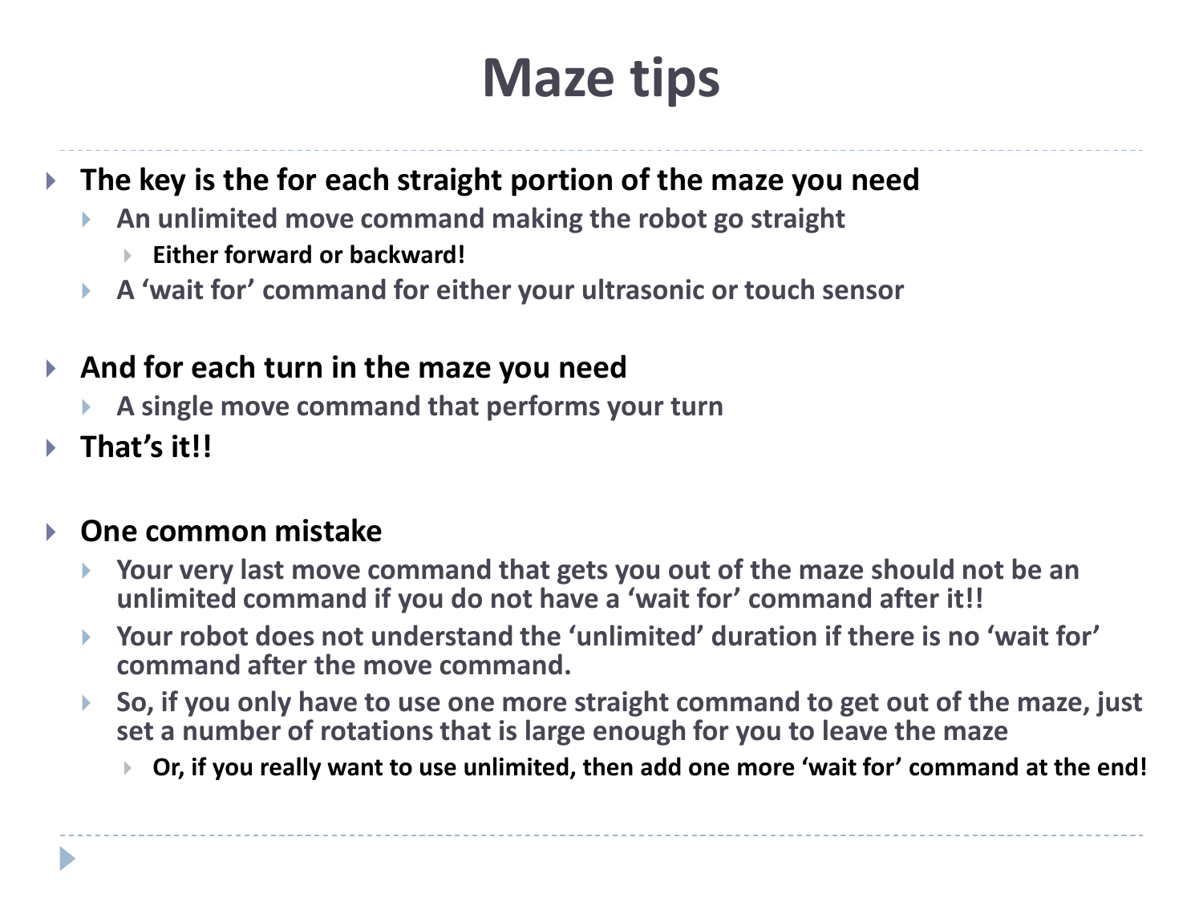# Maze tips

- **The key is the for each straight portion of the maze you need**
  - **An unlimited move command making the robot go straight**
    - **Either forward or backward!**
  - **A 'wait for' command for either your ultrasonic or touch sensor**

- **And for each turn in the maze you need**
  - **A single move command that performs your turn**
- **That's it!!**

- **One common mistake**
  - **Your very last move command that gets you out of the maze should not be an unlimited command if you do not have a 'wait for' command after it!!**
  - **Your robot does not understand the 'unlimited' duration if there is no 'wait for' command after the move command.**
  - **So, if you only have to use one more straight command to get out of the maze, just set a number of rotations that is large enough for you to leave the maze**
    - **Or, if you really want to use unlimited, then add one more 'wait for' command at the end!**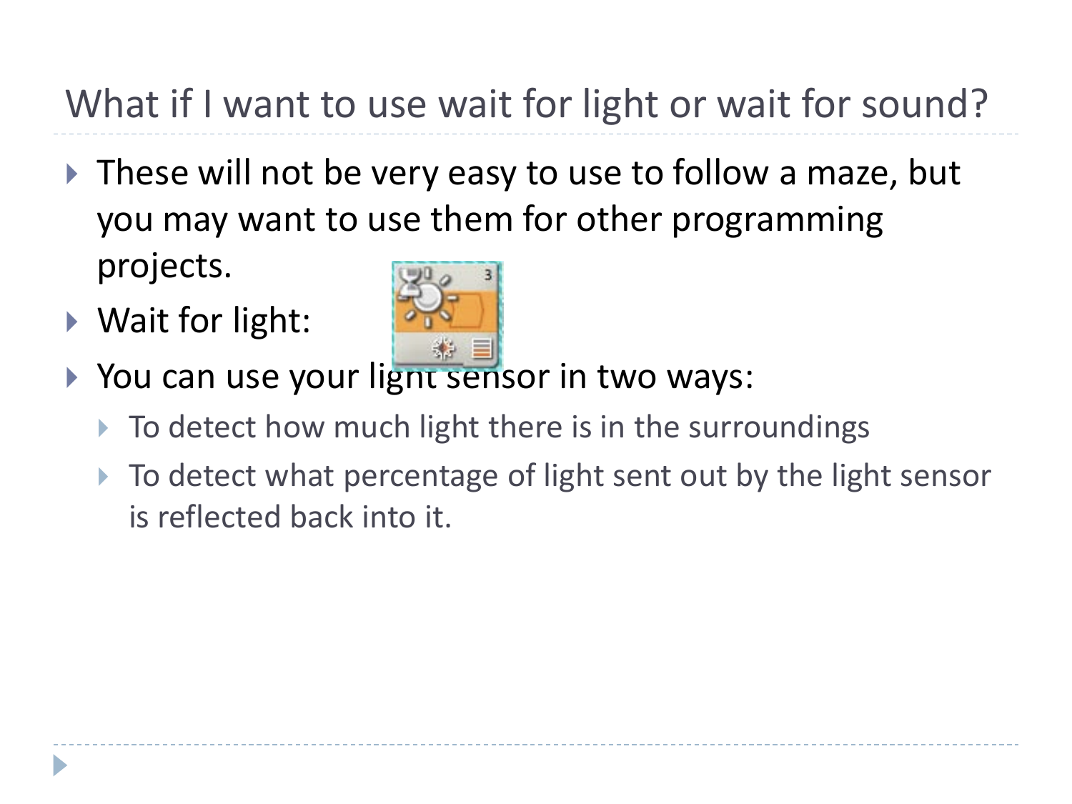# What if I want to use wait for light or wait for sound?

- These will not be very easy to use to follow a maze, but you may want to use them for other programming projects.
- Wait for light:
- You can use your light sensor in two ways:
  - To detect how much light there is in the surroundings
  - To detect what percentage of light sent out by the light sensor is reflected back into it.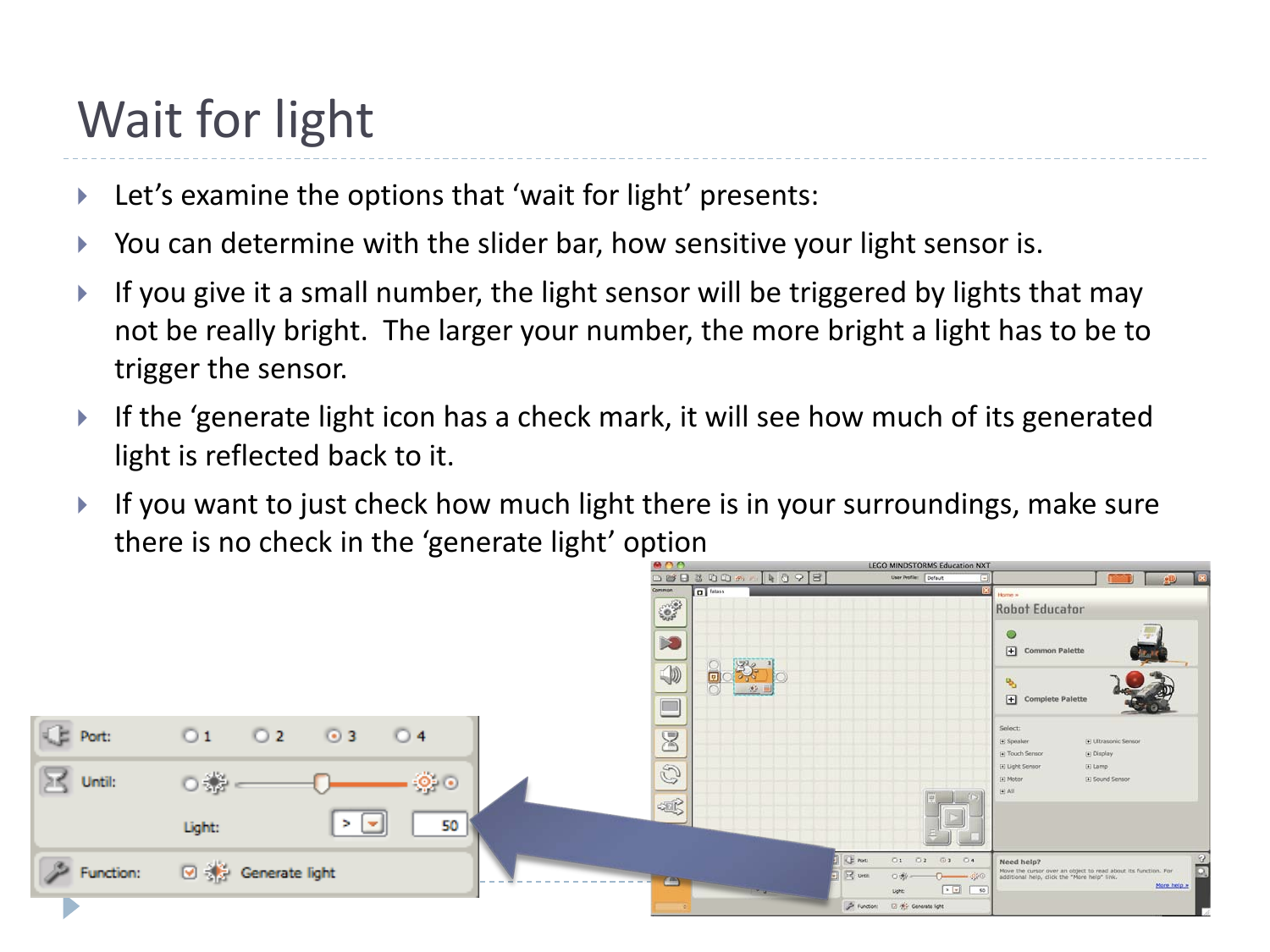# Wait for light

- Let's examine the options that 'wait for light' presents:
- You can determine with the slider bar, how sensitive your light sensor is.
- If you give it a small number, the light sensor will be triggered by lights that may not be really bright.  The larger your number, the more bright a light has to be to trigger the sensor.
- If the 'generate light icon has a check mark, it will see how much of its generated light is reflected back to it.
- If you want to just check how much light there is in your surroundings, make sure there is no check in the 'generate light' option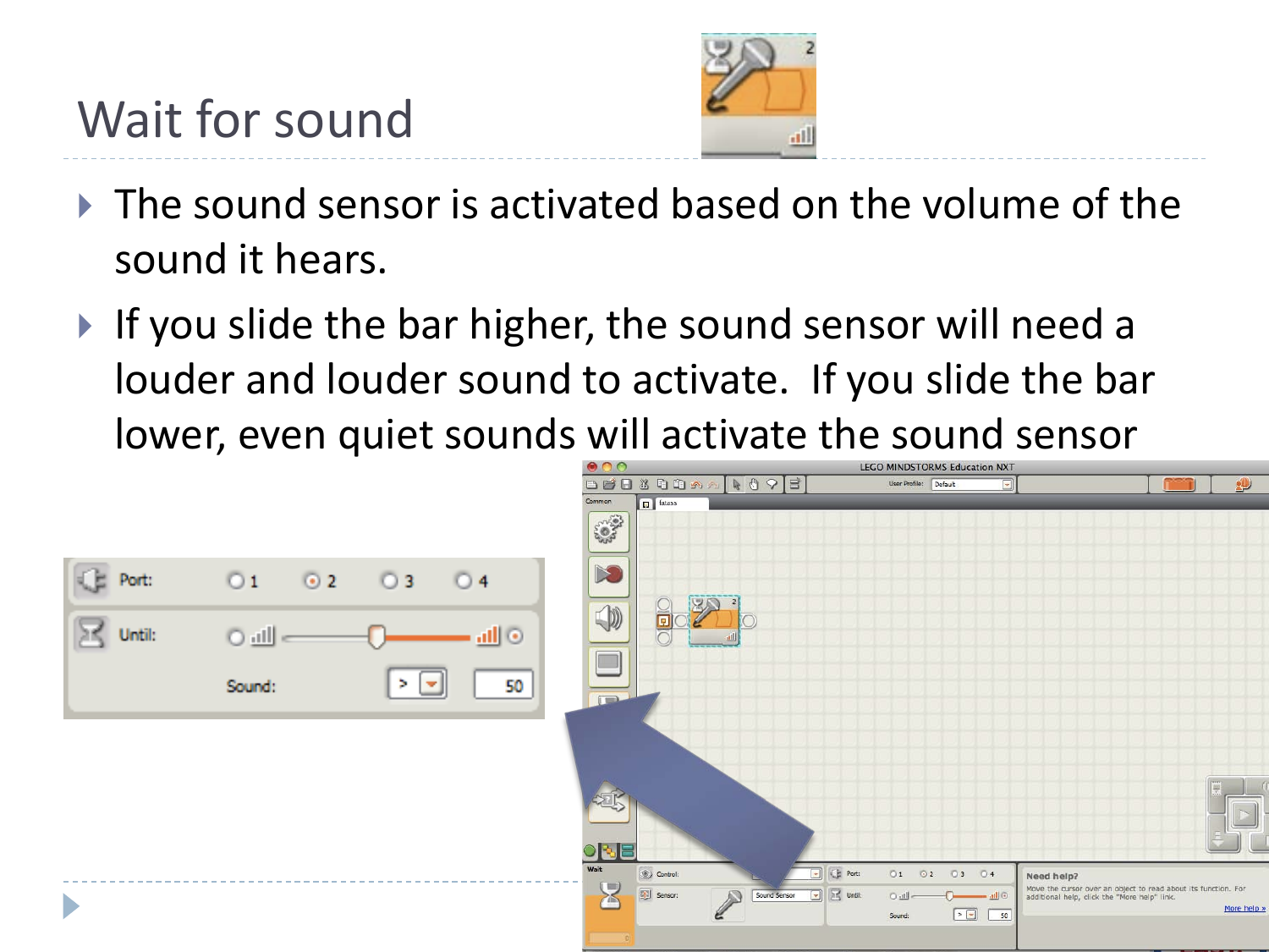# Wait for sound

- The sound sensor is activated based on the volume of the sound it hears.
- If you slide the bar higher, the sound sensor will need a louder and louder sound to activate. If you slide the bar lower, even quiet sounds will activate the sound sensor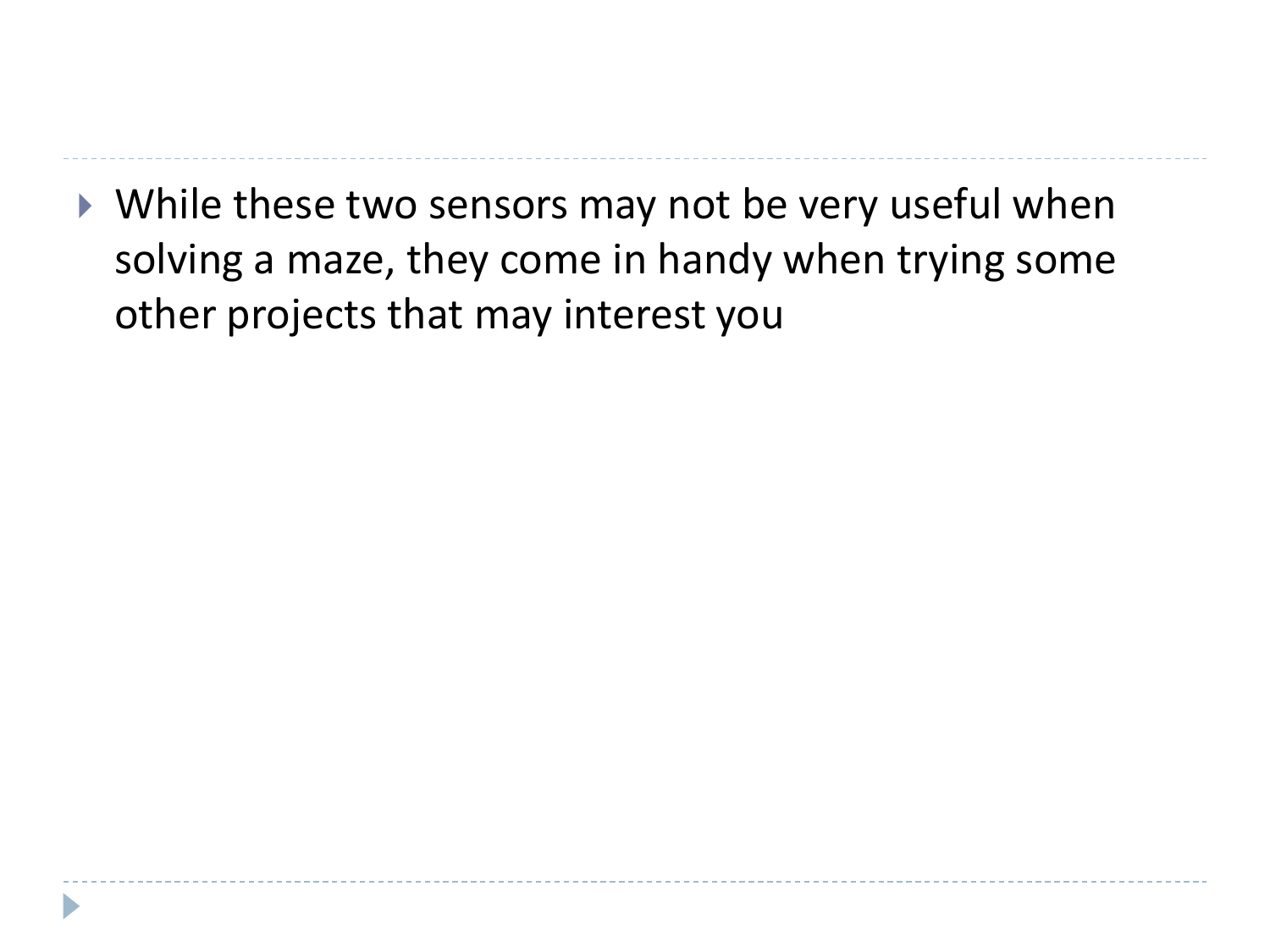- While these two sensors may not be very useful when solving a maze, they come in handy when trying some other projects that may interest you